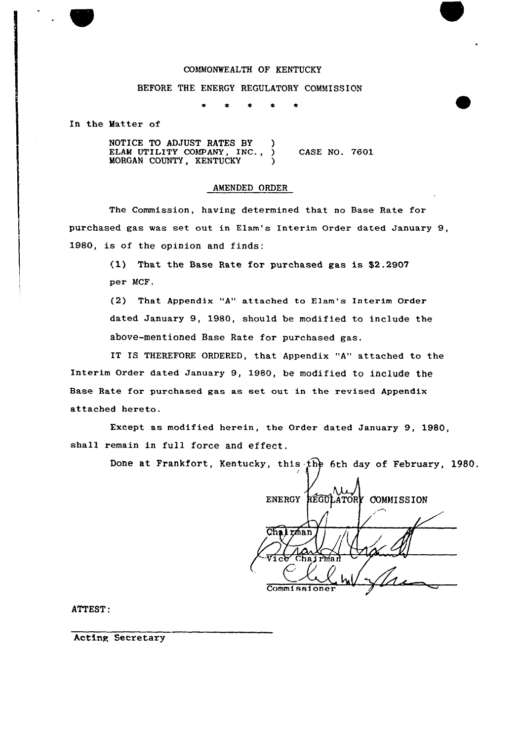COMMONWEALTH OF KENTUCKY

BEFORE THE ENERGY REGULATORY COMMISSION

\* \* \* \* \*

In the Matter of

NOTICE TO ADJUST RATES BY )
ELAM UTILITY COMPANY, INC., ) CASE NO. 7601
MORGAN COUNTY, KENTUCKY )

## AMENDED ORDER

The Commission, having determined that no Base Rate for purchased gas was set out in Elam's Interim Order dated January 9, 1980, is of the opinion and finds:

(1) That the Base Rate for purchased gas is $2.2907 per MCF.

(2) That Appendix "A" attached to Elam's Interim Order dated January 9, 1980, should be modified to include the above-mentioned Base Rate for purchased gas.

IT IS THEREFORE ORDERED, that Appendix "A" attached to the Interim Order dated January 9, 1980, be modified to include the Base Rate for purchased gas as set out in the revised Appendix attached hereto.

Except as modified herein, the Order dated January 9, 1980, shall remain in full force and effect.

Done at Frankfort, Kentucky, this the 6th day of February, 1980.

ENERGY REGULATORY COMMISSION

Chairman

Vice Chairman

Commissioner

ATTEST:

Acting Secretary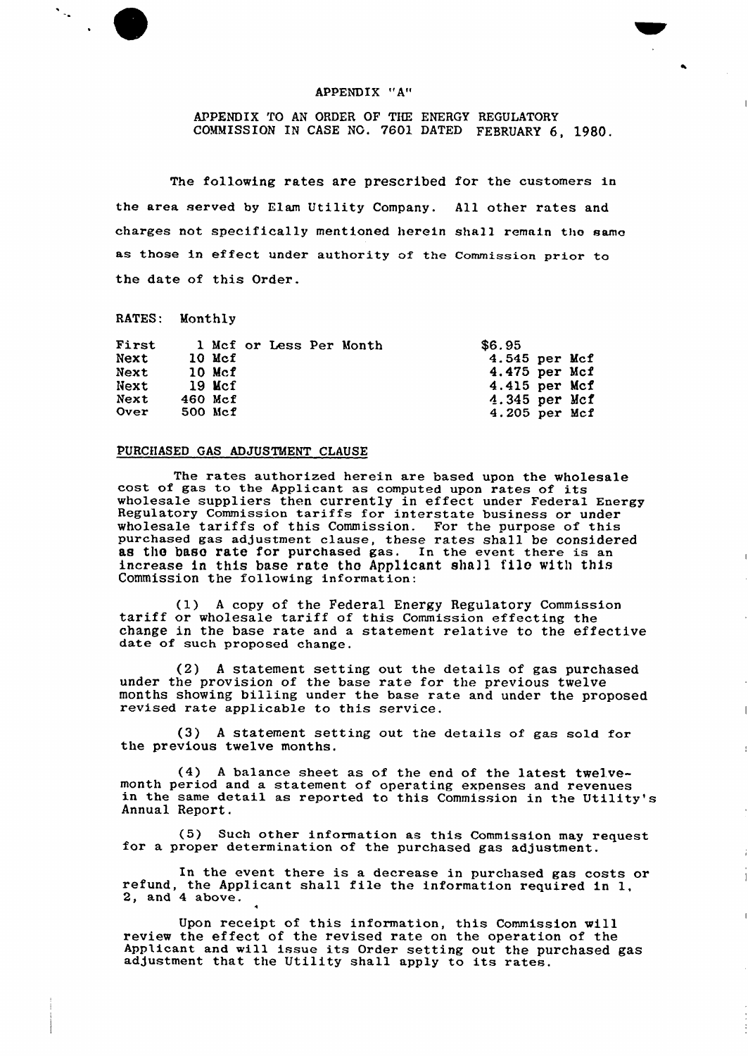APPENDIX "A"

APPENDIX TO AN ORDER OF THE ENERGY REGULATORY COMMISSION IN CASE NO. 7601 DATED FEBRUARY 6, 1980.

The following rates are prescribed for the customers in the area served by Elam Utility Company. All other rates and charges not specifically mentioned herein shall remain the same as those in effect under authority of the Commission prior to the date of this Order.

RATES: Monthly

| | | |
|---|---|---|
| First | 1 Mcf or Less Per Month | $6.95 |
| Next | 10 Mcf | 4.545 per Mcf |
| Next | 10 Mcf | 4.475 per Mcf |
| Next | 19 Mcf | 4.415 per Mcf |
| Next | 460 Mcf | 4.345 per Mcf |
| Over | 500 Mcf | 4.205 per Mcf |

PURCHASED GAS ADJUSTMENT CLAUSE

The rates authorized herein are based upon the wholesale cost of gas to the Applicant as computed upon rates of its wholesale suppliers then currently in effect under Federal Energy Regulatory Commission tariffs for interstate business or under wholesale tariffs of this Commission. For the purpose of this purchased gas adjustment clause, these rates shall be considered as the base rate for purchased gas. In the event there is an increase in this base rate the Applicant shall file with this Commission the following information:

(1) A copy of the Federal Energy Regulatory Commission tariff or wholesale tariff of this Commission effecting the change in the base rate and a statement relative to the effective date of such proposed change.

(2) A statement setting out the details of gas purchased under the provision of the base rate for the previous twelve months showing billing under the base rate and under the proposed revised rate applicable to this service.

(3) A statement setting out the details of gas sold for the previous twelve months.

(4) A balance sheet as of the end of the latest twelve-month period and a statement of operating expenses and revenues in the same detail as reported to this Commission in the Utility's Annual Report.

(5) Such other information as this Commission may request for a proper determination of the purchased gas adjustment.

In the event there is a decrease in purchased gas costs or refund, the Applicant shall file the information required in 1, 2, and 4 above.

Upon receipt of this information, this Commission will review the effect of the revised rate on the operation of the Applicant and will issue its Order setting out the purchased gas adjustment that the Utility shall apply to its rates.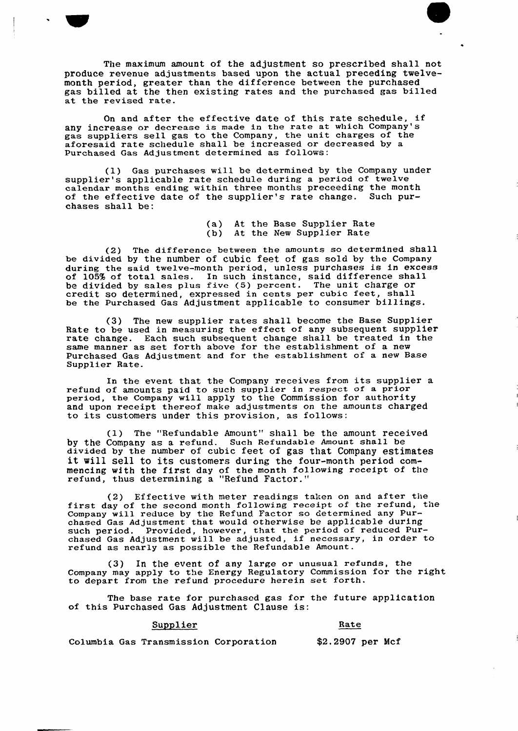The maximum amount of the adjustment so prescribed shall not produce revenue adjustments based upon the actual preceding twelve-month period, greater than the difference between the purchased gas billed at the then existing rates and the purchased gas billed at the revised rate.

On and after the effective date of this rate schedule, if any increase or decrease is made in the rate at which Company's gas suppliers sell gas to the Company, the unit charges of the aforesaid rate schedule shall be increased or decreased by a Purchased Gas Adjustment determined as follows:

(1) Gas purchases will be determined by the Company under supplier's applicable rate schedule during a period of twelve calendar months ending within three months preceeding the month of the effective date of the supplier's rate change. Such purchases shall be:

(a) At the Base Supplier Rate
(b) At the New Supplier Rate

(2) The difference between the amounts so determined shall be divided by the number of cubic feet of gas sold by the Company during the said twelve-month period, unless purchases is in excess of 105% of total sales. In such instance, said difference shall be divided by sales plus five (5) percent. The unit charge or credit so determined, expressed in cents per cubic feet, shall be the Purchased Gas Adjustment applicable to consumer billings.

(3) The new supplier rates shall become the Base Supplier Rate to be used in measuring the effect of any subsequent supplier rate change. Each such subsequent change shall be treated in the same manner as set forth above for the establishment of a new Purchased Gas Adjustment and for the establishment of a new Base Supplier Rate.

In the event that the Company receives from its supplier a refund of amounts paid to such supplier in respect of a prior period, the Company will apply to the Commission for authority and upon receipt thereof make adjustments on the amounts charged to its customers under this provision, as follows:

(1) The "Refundable Amount" shall be the amount received by the Company as a refund. Such Refundable Amount shall be divided by the number of cubic feet of gas that Company estimates it will sell to its customers during the four-month period commencing with the first day of the month following receipt of the refund, thus determining a "Refund Factor."

(2) Effective with meter readings taken on and after the first day of the second month following receipt of the refund, the Company will reduce by the Refund Factor so determined any Purchased Gas Adjustment that would otherwise be applicable during such period. Provided, however, that the period of reduced Purchased Gas Adjustment will be adjusted, if necessary, in order to refund as nearly as possible the Refundable Amount.

(3) In the event of any large or unusual refunds, the Company may apply to the Energy Regulatory Commission for the right to depart from the refund procedure herein set forth.

The base rate for purchased gas for the future application of this Purchased Gas Adjustment Clause is:

| Supplier | Rate |
|---|---|
| Columbia Gas Transmission Corporation | $2.2907 per Mcf |